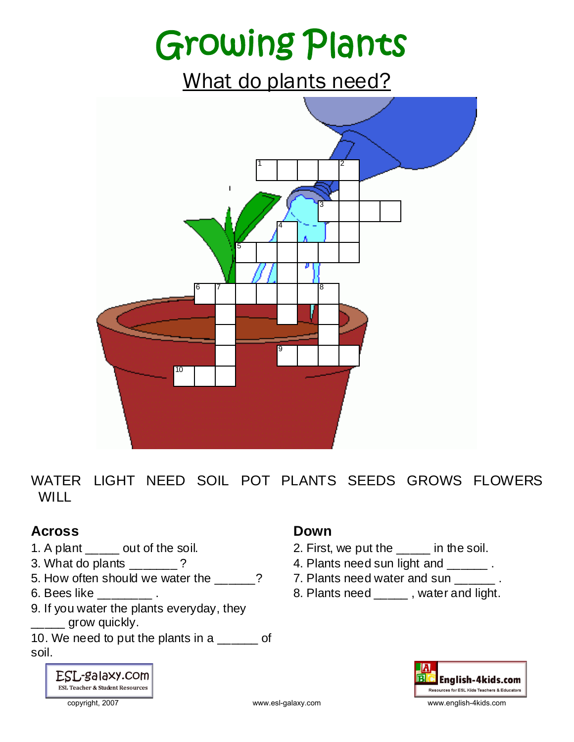# Growing Plants

## What do plants need?

WATER LIGHT NEED SOIL POT PLANTS SEEDS GROWS FLOWERS WILL

### Across

1. A plant _____ out of the soil.
3. What do plants _______ ?
5. How often should we water the ______?
6. Bees like ________ .
9. If you water the plants everyday, they _____ grow quickly.
10. We need to put the plants in a ______ of soil.

### Down

2. First, we put the _____ in the soil.
4. Plants need sun light and ______ .
7. Plants need water and sun ______ .
8. Plants need _____ , water and light.

ESL-galaxy.com
ESL Teacher & Student Resources

copyright, 2007

www.esl-galaxy.com

English-4kids.com
Resources for ESL Kids Teachers & Educators

www.english-4kids.com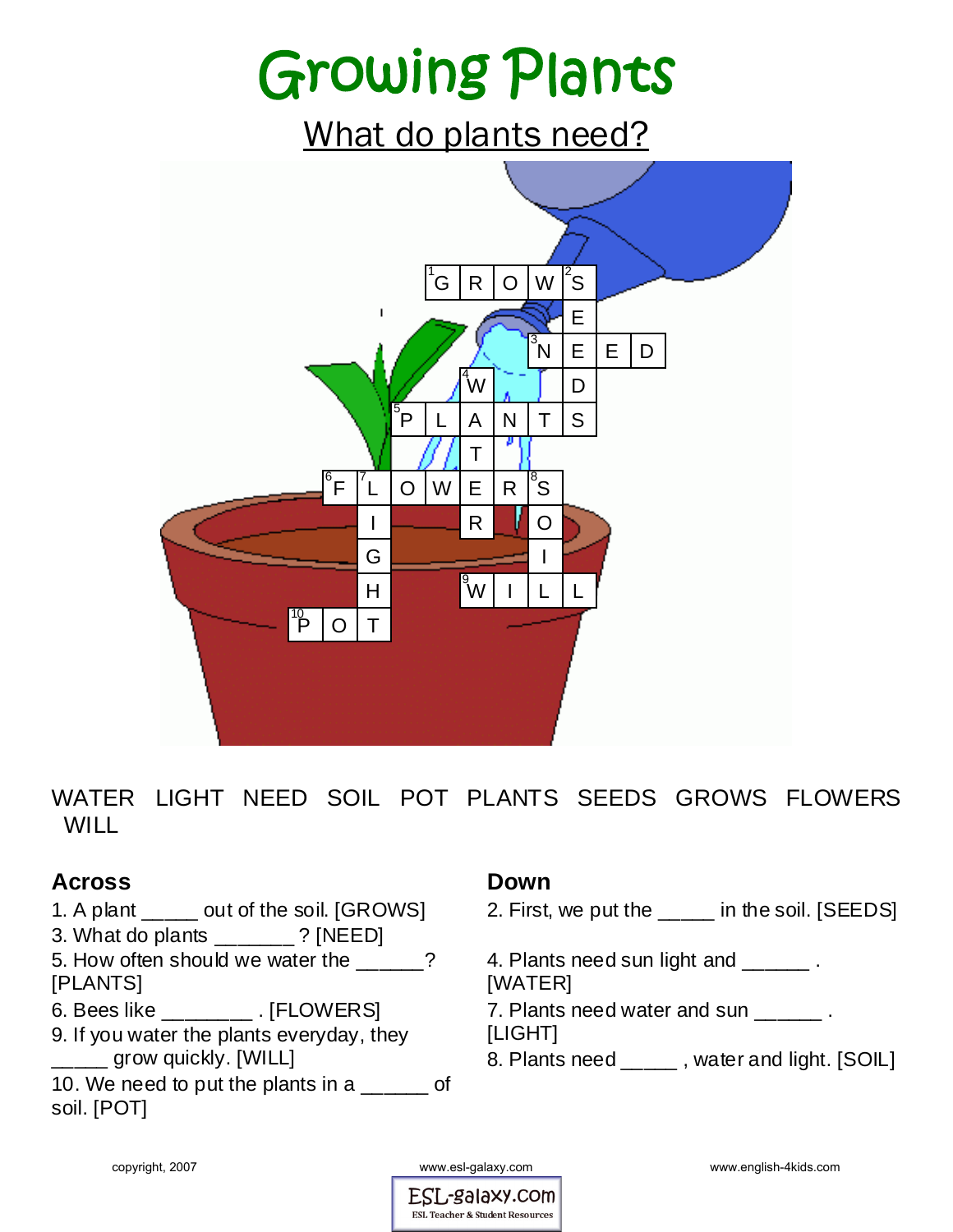# Growing Plants

## What do plants need?

WATER LIGHT NEED SOIL POT PLANTS SEEDS GROWS FLOWERS WILL

### Across

1. A plant _____ out of the soil. [GROWS]
3. What do plants _______ ? [NEED]
5. How often should we water the ______? [PLANTS]
6. Bees like ________ . [FLOWERS]
9. If you water the plants everyday, they _____ grow quickly. [WILL]
10. We need to put the plants in a ______ of soil. [POT]

### Down

2. First, we put the _____ in the soil. [SEEDS]
4. Plants need sun light and ______ . [WATER]
7. Plants need water and sun ______ . [LIGHT]
8. Plants need _____ , water and light. [SOIL]

copyright, 2007 www.esl-galaxy.com www.english-4kids.com

ESL-galaxy.com
ESL Teacher & Student Resources